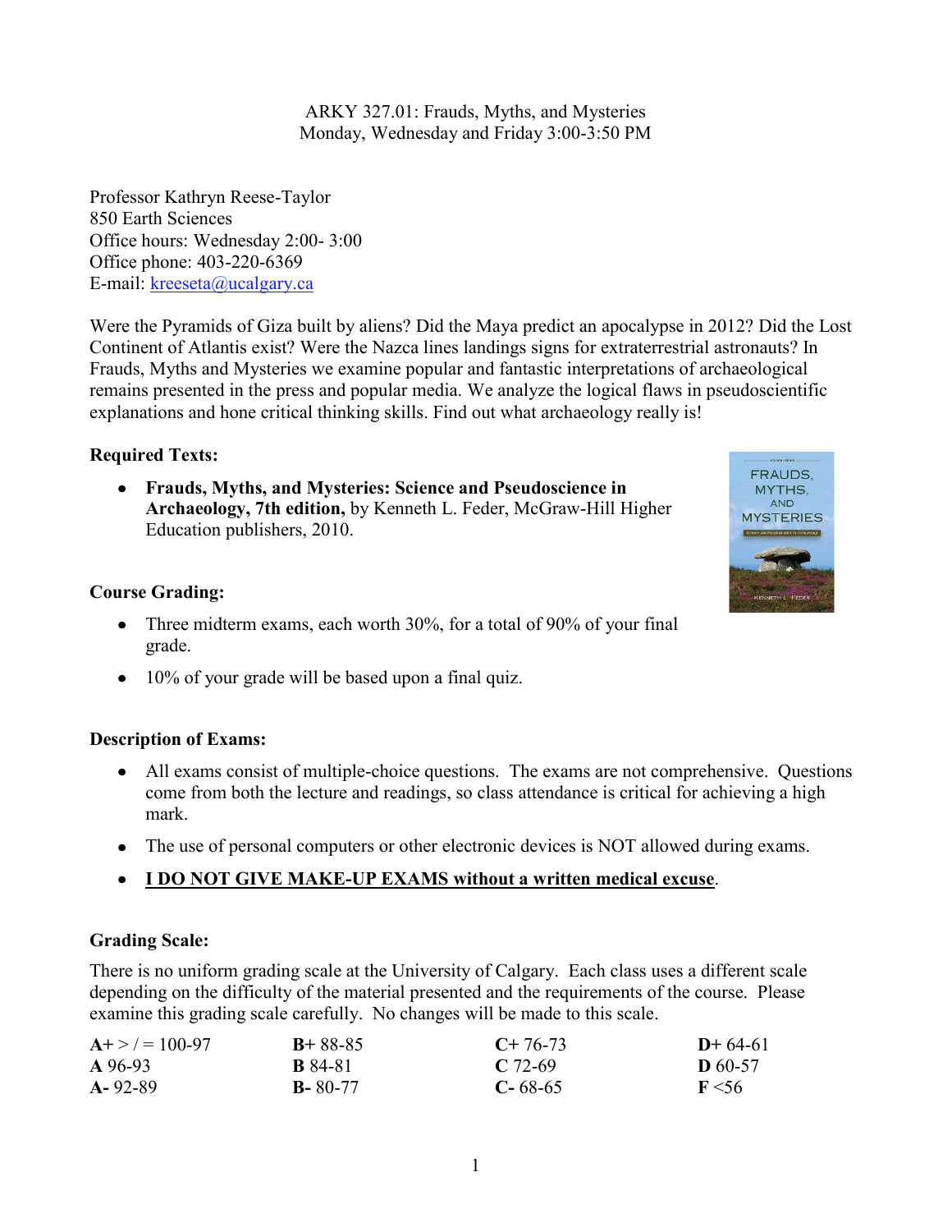# ARKY 327.01: Frauds, Myths, and Mysteries
Monday, Wednesday and Friday 3:00-3:50 PM

Professor Kathryn Reese-Taylor
850 Earth Sciences
Office hours: Wednesday 2:00- 3:00
Office phone: 403-220-6369
E-mail: kreeseta@ucalgary.ca

Were the Pyramids of Giza built by aliens? Did the Maya predict an apocalypse in 2012? Did the Lost Continent of Atlantis exist? Were the Nazca lines landings signs for extraterrestrial astronauts? In Frauds, Myths and Mysteries we examine popular and fantastic interpretations of archaeological remains presented in the press and popular media. We analyze the logical flaws in pseudoscientific explanations and hone critical thinking skills. Find out what archaeology really is!

**Required Texts:**

- **Frauds, Myths, and Mysteries: Science and Pseudoscience in Archaeology, 7th edition,** by Kenneth L. Feder, McGraw-Hill Higher Education publishers, 2010.

**Course Grading:**

- Three midterm exams, each worth 30%, for a total of 90% of your final grade.
- 10% of your grade will be based upon a final quiz.

**Description of Exams:**

- All exams consist of multiple-choice questions. The exams are not comprehensive. Questions come from both the lecture and readings, so class attendance is critical for achieving a high mark.
- The use of personal computers or other electronic devices is NOT allowed during exams.
- **<u>I DO NOT GIVE MAKE-UP EXAMS without a written medical excuse</u>**.

**Grading Scale:**

There is no uniform grading scale at the University of Calgary. Each class uses a different scale depending on the difficulty of the material presented and the requirements of the course. Please examine this grading scale carefully. No changes will be made to this scale.

| | | | |
|---|---|---|---|
| **A+** > / = 100-97 | **B+** 88-85 | **C+** 76-73 | **D+** 64-61 |
| **A** 96-93 | **B** 84-81 | **C** 72-69 | **D** 60-57 |
| **A-** 92-89 | **B-** 80-77 | **C-** 68-65 | **F** <56 |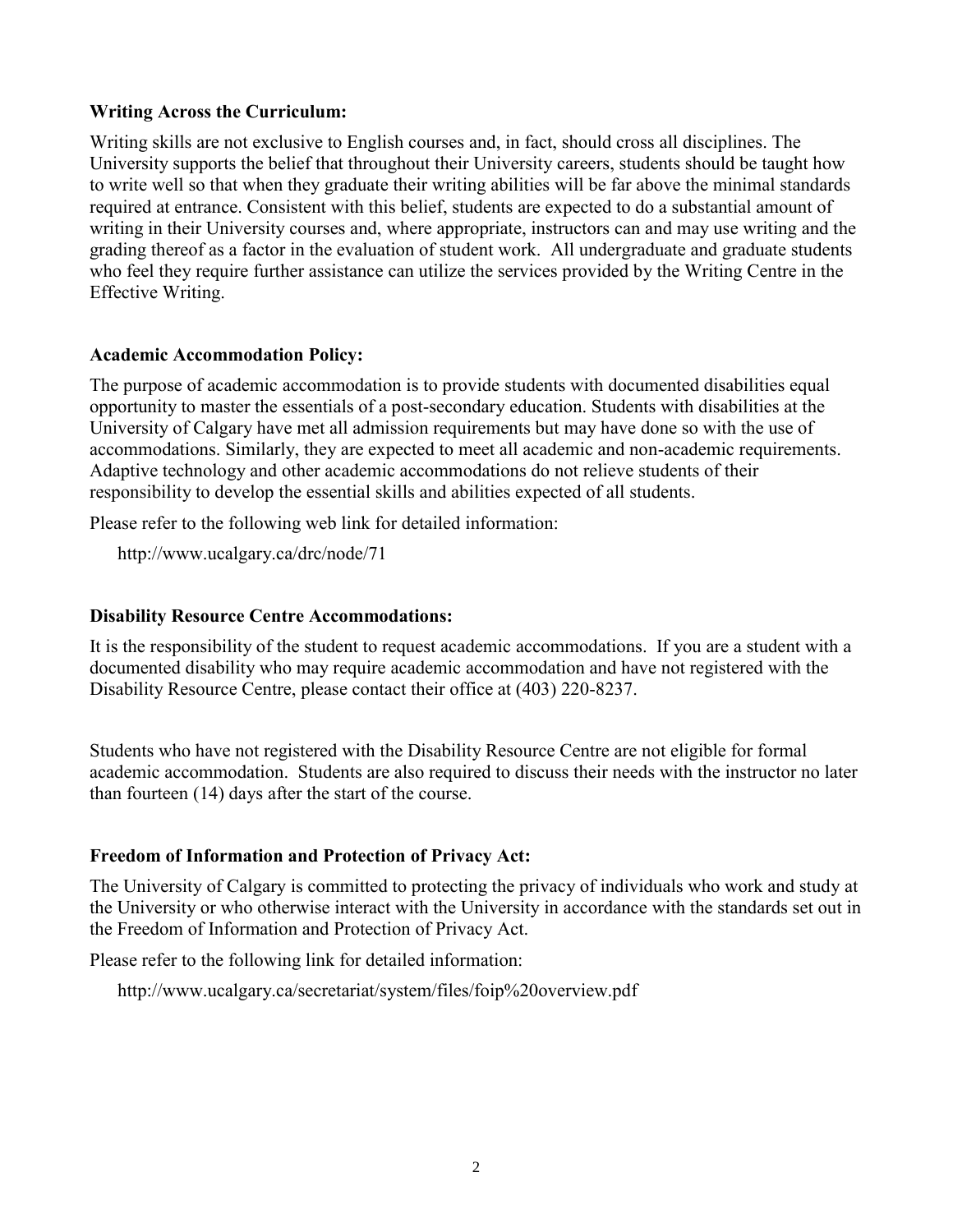**Writing Across the Curriculum:**

Writing skills are not exclusive to English courses and, in fact, should cross all disciplines. The University supports the belief that throughout their University careers, students should be taught how to write well so that when they graduate their writing abilities will be far above the minimal standards required at entrance. Consistent with this belief, students are expected to do a substantial amount of writing in their University courses and, where appropriate, instructors can and may use writing and the grading thereof as a factor in the evaluation of student work. All undergraduate and graduate students who feel they require further assistance can utilize the services provided by the Writing Centre in the Effective Writing.

**Academic Accommodation Policy:**

The purpose of academic accommodation is to provide students with documented disabilities equal opportunity to master the essentials of a post-secondary education. Students with disabilities at the University of Calgary have met all admission requirements but may have done so with the use of accommodations. Similarly, they are expected to meet all academic and non-academic requirements. Adaptive technology and other academic accommodations do not relieve students of their responsibility to develop the essential skills and abilities expected of all students.

Please refer to the following web link for detailed information:

http://www.ucalgary.ca/drc/node/71

**Disability Resource Centre Accommodations:**

It is the responsibility of the student to request academic accommodations. If you are a student with a documented disability who may require academic accommodation and have not registered with the Disability Resource Centre, please contact their office at (403) 220-8237.

Students who have not registered with the Disability Resource Centre are not eligible for formal academic accommodation. Students are also required to discuss their needs with the instructor no later than fourteen (14) days after the start of the course.

**Freedom of Information and Protection of Privacy Act:**

The University of Calgary is committed to protecting the privacy of individuals who work and study at the University or who otherwise interact with the University in accordance with the standards set out in the Freedom of Information and Protection of Privacy Act.

Please refer to the following link for detailed information:

http://www.ucalgary.ca/secretariat/system/files/foip%20overview.pdf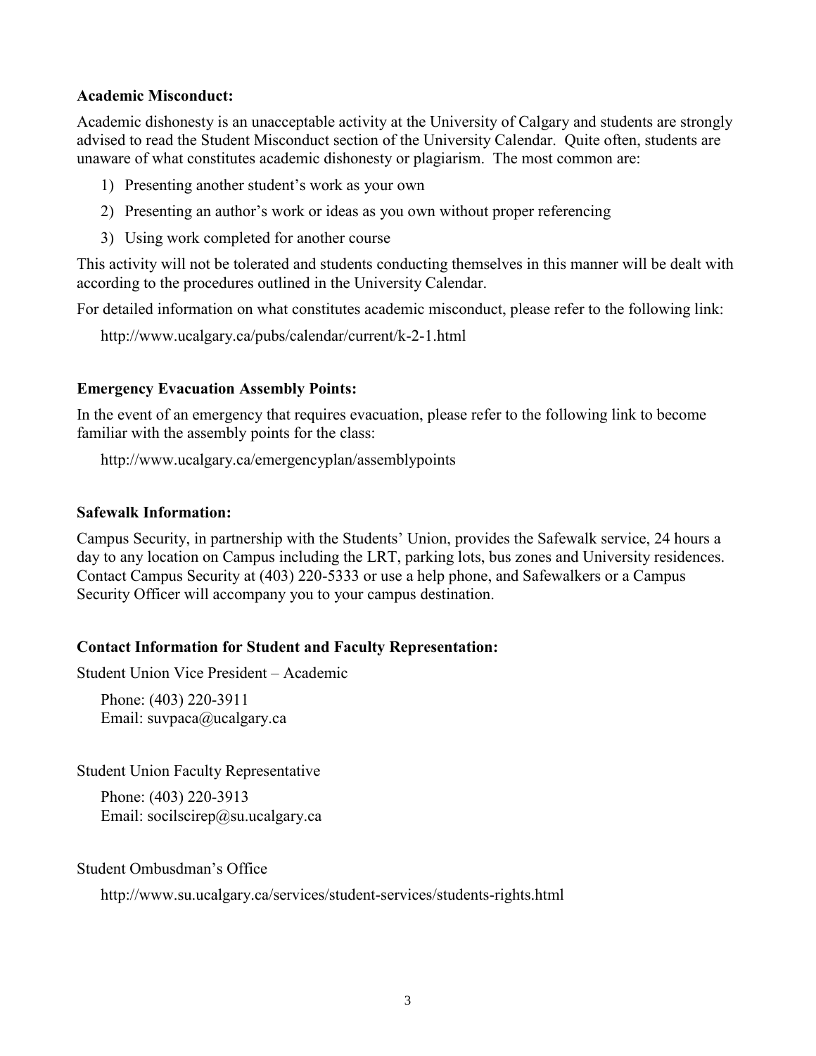**Academic Misconduct:**

Academic dishonesty is an unacceptable activity at the University of Calgary and students are strongly advised to read the Student Misconduct section of the University Calendar. Quite often, students are unaware of what constitutes academic dishonesty or plagiarism. The most common are:

1) Presenting another student's work as your own
2) Presenting an author's work or ideas as you own without proper referencing
3) Using work completed for another course

This activity will not be tolerated and students conducting themselves in this manner will be dealt with according to the procedures outlined in the University Calendar.

For detailed information on what constitutes academic misconduct, please refer to the following link:

http://www.ucalgary.ca/pubs/calendar/current/k-2-1.html

**Emergency Evacuation Assembly Points:**

In the event of an emergency that requires evacuation, please refer to the following link to become familiar with the assembly points for the class:

http://www.ucalgary.ca/emergencyplan/assemblypoints

**Safewalk Information:**

Campus Security, in partnership with the Students' Union, provides the Safewalk service, 24 hours a day to any location on Campus including the LRT, parking lots, bus zones and University residences. Contact Campus Security at (403) 220-5333 or use a help phone, and Safewalkers or a Campus Security Officer will accompany you to your campus destination.

**Contact Information for Student and Faculty Representation:**

Student Union Vice President – Academic

Phone: (403) 220-3911
Email: suvpaca@ucalgary.ca

Student Union Faculty Representative

Phone: (403) 220-3913
Email: socilscirep@su.ucalgary.ca

Student Ombusdman's Office

http://www.su.ucalgary.ca/services/student-services/students-rights.html